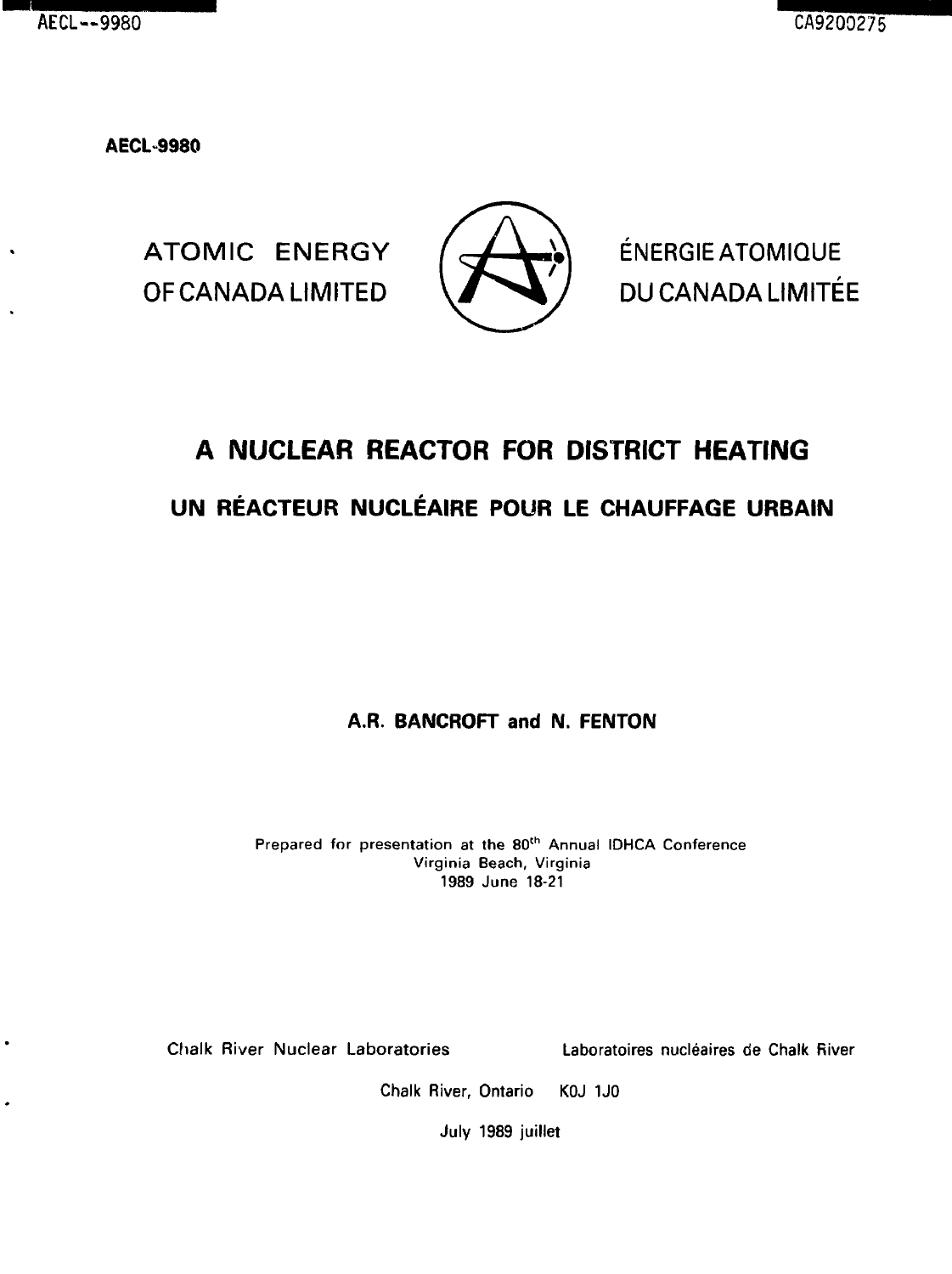AECL--9980

CA9200275

**AECL-9980**

ATOMIC ENERGY
OF CANADA LIMITED

ÉNERGIE ATOMIQUE
DU CANADA LIMITÉE

# A NUCLEAR REACTOR FOR DISTRICT HEATING

## UN RÉACTEUR NUCLÉAIRE POUR LE CHAUFFAGE URBAIN

**A.R. BANCROFT and N. FENTON**

Prepared for presentation at the 80th Annual IDHCA Conference
Virginia Beach, Virginia
1989 June 18-21

Chalk River Nuclear Laboratories — Laboratoires nucléaires de Chalk River

Chalk River, Ontario K0J 1J0

July 1989 juillet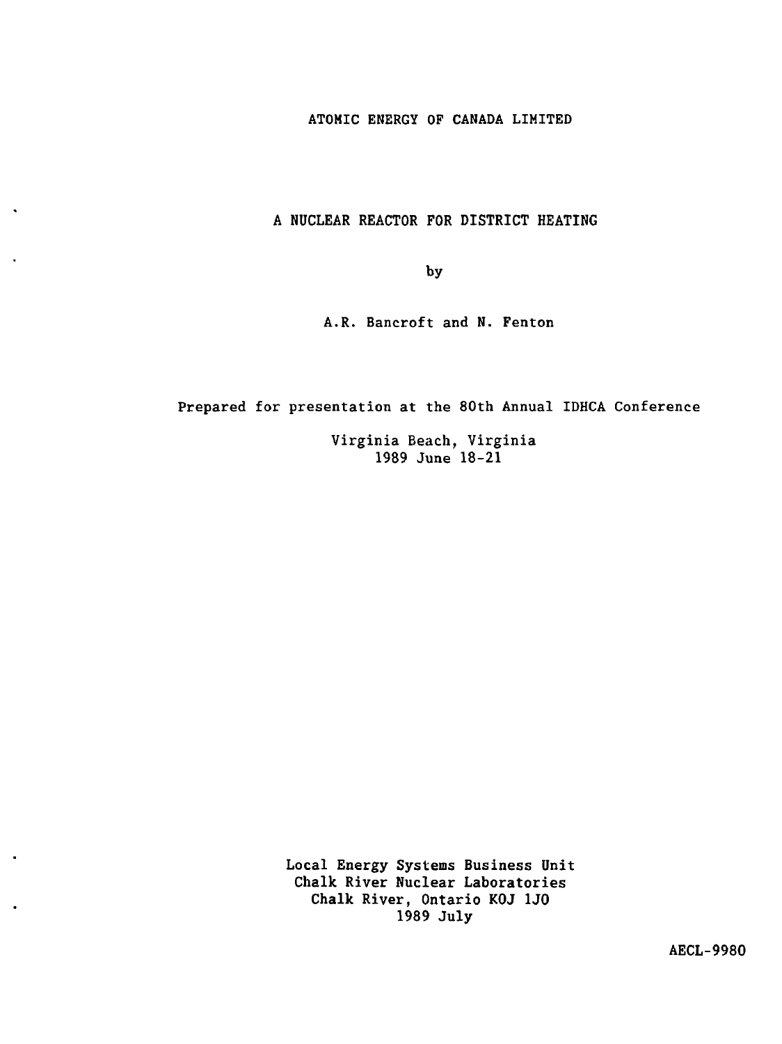ATOMIC ENERGY OF CANADA LIMITED

# A NUCLEAR REACTOR FOR DISTRICT HEATING

by

A.R. Bancroft and N. Fenton

Prepared for presentation at the 80th Annual IDHCA Conference

Virginia Beach, Virginia
1989 June 18-21

Local Energy Systems Business Unit
Chalk River Nuclear Laboratories
Chalk River, Ontario K0J 1J0
1989 July

AECL-9980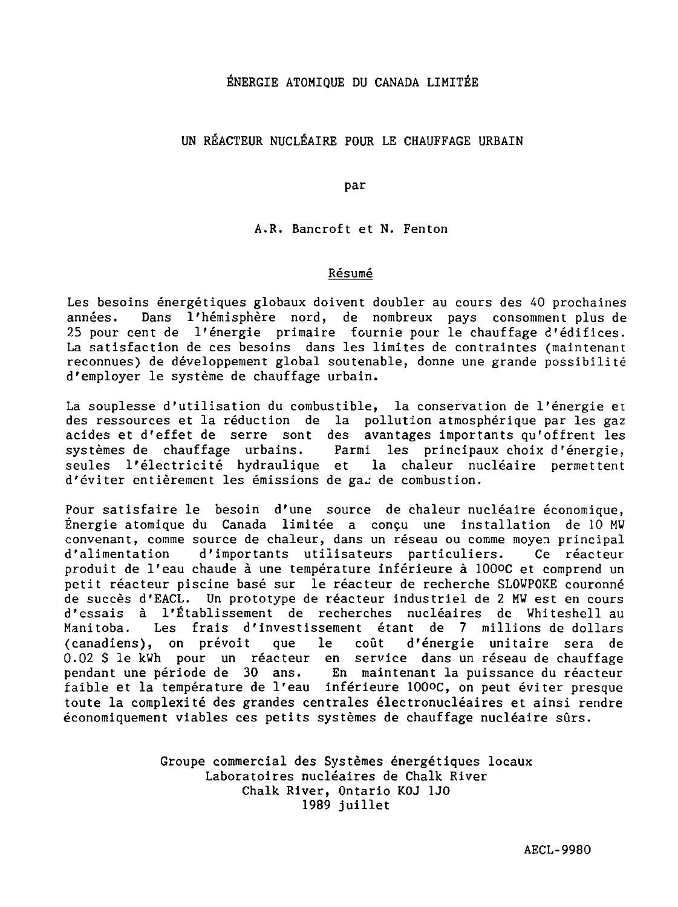ÉNERGIE ATOMIQUE DU CANADA LIMITÉE

# UN RÉACTEUR NUCLÉAIRE POUR LE CHAUFFAGE URBAIN

par

A.R. Bancroft et N. Fenton

## Résumé

Les besoins énergétiques globaux doivent doubler au cours des 40 prochaines années. Dans l'hémisphère nord, de nombreux pays consomment plus de 25 pour cent de l'énergie primaire fournie pour le chauffage d'édifices. La satisfaction de ces besoins dans les limites de contraintes (maintenant reconnues) de développement global soutenable, donne une grande possibilité d'employer le système de chauffage urbain.

La souplesse d'utilisation du combustible, la conservation de l'énergie et des ressources et la réduction de la pollution atmosphérique par les gaz acides et d'effet de serre sont des avantages importants qu'offrent les systèmes de chauffage urbains. Parmi les principaux choix d'énergie, seules l'électricité hydraulique et la chaleur nucléaire permettent d'éviter entièrement les émissions de gaz de combustion.

Pour satisfaire le besoin d'une source de chaleur nucléaire économique, Énergie atomique du Canada limitée a conçu une installation de 10 MW convenant, comme source de chaleur, dans un réseau ou comme moyen principal d'alimentation d'importants utilisateurs particuliers. Ce réacteur produit de l'eau chaude à une température inférieure à 100°C et comprend un petit réacteur piscine basé sur le réacteur de recherche SLOWPOKE couronné de succès d'EACL. Un prototype de réacteur industriel de 2 MW est en cours d'essais à l'Établissement de recherches nucléaires de Whiteshell au Manitoba. Les frais d'investissement étant de 7 millions de dollars (canadiens), on prévoit que le coût d'énergie unitaire sera de 0.02 $ le kWh pour un réacteur en service dans un réseau de chauffage pendant une période de 30 ans. En maintenant la puissance du réacteur faible et la température de l'eau inférieure 100°C, on peut éviter presque toute la complexité des grandes centrales électronucléaires et ainsi rendre économiquement viables ces petits systèmes de chauffage nucléaire sûrs.

Groupe commercial des Systèmes énergétiques locaux
Laboratoires nucléaires de Chalk River
Chalk River, Ontario K0J 1J0
1989 juillet

AECL-9980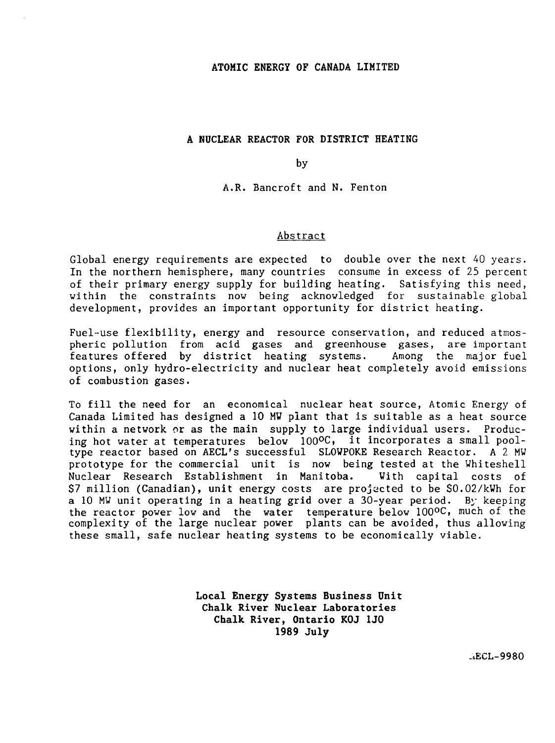ATOMIC ENERGY OF CANADA LIMITED

# A NUCLEAR REACTOR FOR DISTRICT HEATING

by

A.R. Bancroft and N. Fenton

## Abstract

Global energy requirements are expected to double over the next 40 years. In the northern hemisphere, many countries consume in excess of 25 percent of their primary energy supply for building heating. Satisfying this need, within the constraints now being acknowledged for sustainable global development, provides an important opportunity for district heating.

Fuel-use flexibility, energy and resource conservation, and reduced atmospheric pollution from acid gases and greenhouse gases, are important features offered by district heating systems. Among the major fuel options, only hydro-electricity and nuclear heat completely avoid emissions of combustion gases.

To fill the need for an economical nuclear heat source, Atomic Energy of Canada Limited has designed a 10 MW plant that is suitable as a heat source within a network or as the main supply to large individual users. Producing hot water at temperatures below 100°C, it incorporates a small pool-type reactor based on AECL's successful SLOWPOKE Research Reactor. A 2 MW prototype for the commercial unit is now being tested at the Whiteshell Nuclear Research Establishment in Manitoba. With capital costs of $7 million (Canadian), unit energy costs are projected to be $0.02/kWh for a 10 MW unit operating in a heating grid over a 30-year period. By keeping the reactor power low and the water temperature below 100°C, much of the complexity of the large nuclear power plants can be avoided, thus allowing these small, safe nuclear heating systems to be economically viable.

**Local Energy Systems Business Unit**
**Chalk River Nuclear Laboratories**
**Chalk River, Ontario K0J 1J0**
**1989 July**

AECL-9980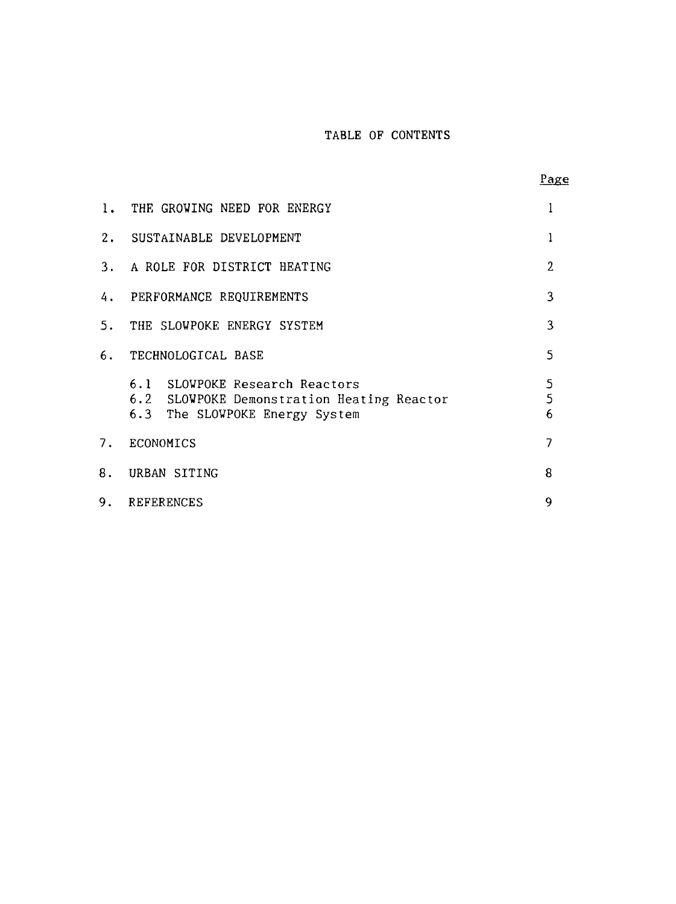# TABLE OF CONTENTS

| | | Page |
|---|---|---|
| 1. | THE GROWING NEED FOR ENERGY | 1 |
| 2. | SUSTAINABLE DEVELOPMENT | 1 |
| 3. | A ROLE FOR DISTRICT HEATING | 2 |
| 4. | PERFORMANCE REQUIREMENTS | 3 |
| 5. | THE SLOWPOKE ENERGY SYSTEM | 3 |
| 6. | TECHNOLOGICAL BASE | 5 |
| | 6.1 SLOWPOKE Research Reactors | 5 |
| | 6.2 SLOWPOKE Demonstration Heating Reactor | 5 |
| | 6.3 The SLOWPOKE Energy System | 6 |
| 7. | ECONOMICS | 7 |
| 8. | URBAN SITING | 8 |
| 9. | REFERENCES | 9 |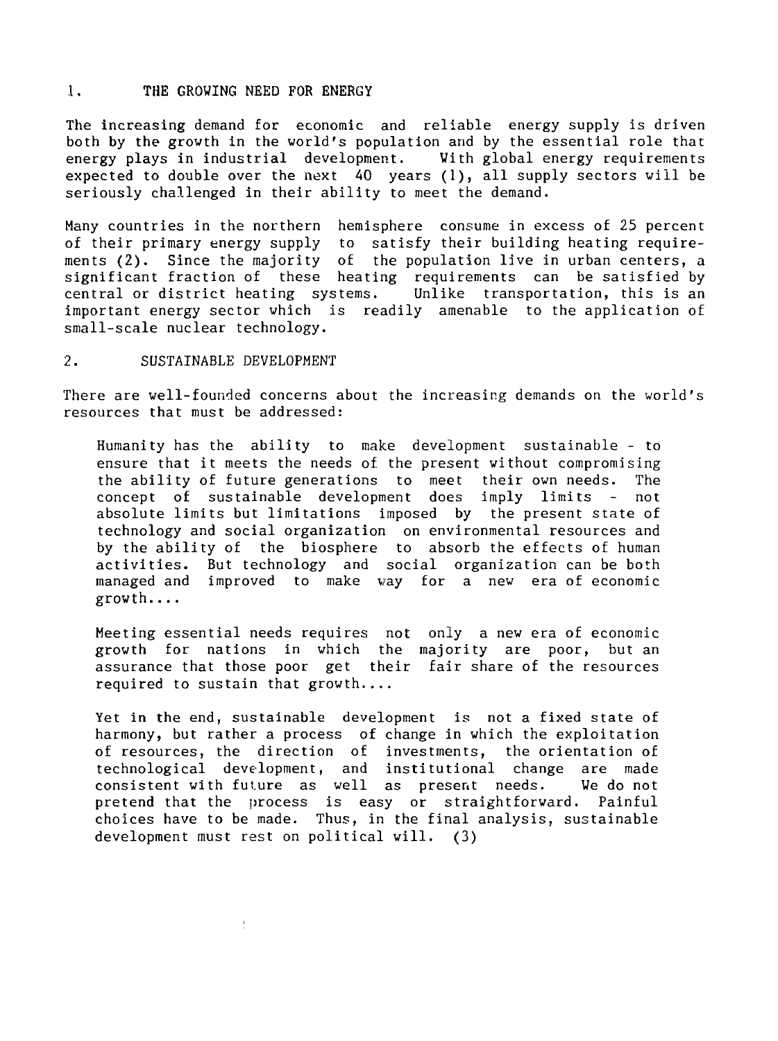## 1. THE GROWING NEED FOR ENERGY

The increasing demand for economic and reliable energy supply is driven both by the growth in the world's population and by the essential role that energy plays in industrial development. With global energy requirements expected to double over the next 40 years (1), all supply sectors will be seriously challenged in their ability to meet the demand.

Many countries in the northern hemisphere consume in excess of 25 percent of their primary energy supply to satisfy their building heating requirements (2). Since the majority of the population live in urban centers, a significant fraction of these heating requirements can be satisfied by central or district heating systems. Unlike transportation, this is an important energy sector which is readily amenable to the application of small-scale nuclear technology.

## 2. SUSTAINABLE DEVELOPMENT

There are well-founded concerns about the increasing demands on the world's resources that must be addressed:

> Humanity has the ability to make development sustainable - to ensure that it meets the needs of the present without compromising the ability of future generations to meet their own needs. The concept of sustainable development does imply limits - not absolute limits but limitations imposed by the present state of technology and social organization on environmental resources and by the ability of the biosphere to absorb the effects of human activities. But technology and social organization can be both managed and improved to make way for a new era of economic growth....
>
> Meeting essential needs requires not only a new era of economic growth for nations in which the majority are poor, but an assurance that those poor get their fair share of the resources required to sustain that growth....
>
> Yet in the end, sustainable development is not a fixed state of harmony, but rather a process of change in which the exploitation of resources, the direction of investments, the orientation of technological development, and institutional change are made consistent with future as well as present needs. We do not pretend that the process is easy or straightforward. Painful choices have to be made. Thus, in the final analysis, sustainable development must rest on political will. (3)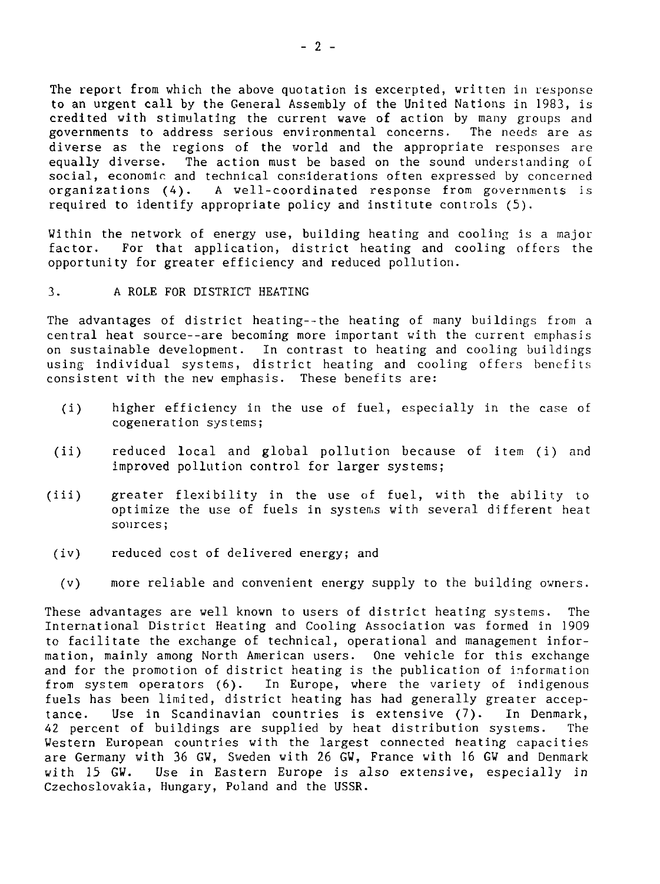The report from which the above quotation is excerpted, written in response to an urgent call by the General Assembly of the United Nations in 1983, is credited with stimulating the current wave of action by many groups and governments to address serious environmental concerns. The needs are as diverse as the regions of the world and the appropriate responses are equally diverse. The action must be based on the sound understanding of social, economic and technical considerations often expressed by concerned organizations (4). A well-coordinated response from governments is required to identify appropriate policy and institute controls (5).

Within the network of energy use, building heating and cooling is a major factor. For that application, district heating and cooling offers the opportunity for greater efficiency and reduced pollution.

## 3. A ROLE FOR DISTRICT HEATING

The advantages of district heating--the heating of many buildings from a central heat source--are becoming more important with the current emphasis on sustainable development. In contrast to heating and cooling buildings using individual systems, district heating and cooling offers benefits consistent with the new emphasis. These benefits are:

- (i) higher efficiency in the use of fuel, especially in the case of cogeneration systems;
- (ii) reduced local and global pollution because of item (i) and improved pollution control for larger systems;
- (iii) greater flexibility in the use of fuel, with the ability to optimize the use of fuels in systems with several different heat sources;
- (iv) reduced cost of delivered energy; and
- (v) more reliable and convenient energy supply to the building owners.

These advantages are well known to users of district heating systems. The International District Heating and Cooling Association was formed in 1909 to facilitate the exchange of technical, operational and management information, mainly among North American users. One vehicle for this exchange and for the promotion of district heating is the publication of information from system operators (6). In Europe, where the variety of indigenous fuels has been limited, district heating has had generally greater acceptance. Use in Scandinavian countries is extensive (7). In Denmark, 42 percent of buildings are supplied by heat distribution systems. The Western European countries with the largest connected heating capacities are Germany with 36 GW, Sweden with 26 GW, France with 16 GW and Denmark with 15 GW. Use in Eastern Europe is also extensive, especially in Czechoslovakia, Hungary, Poland and the USSR.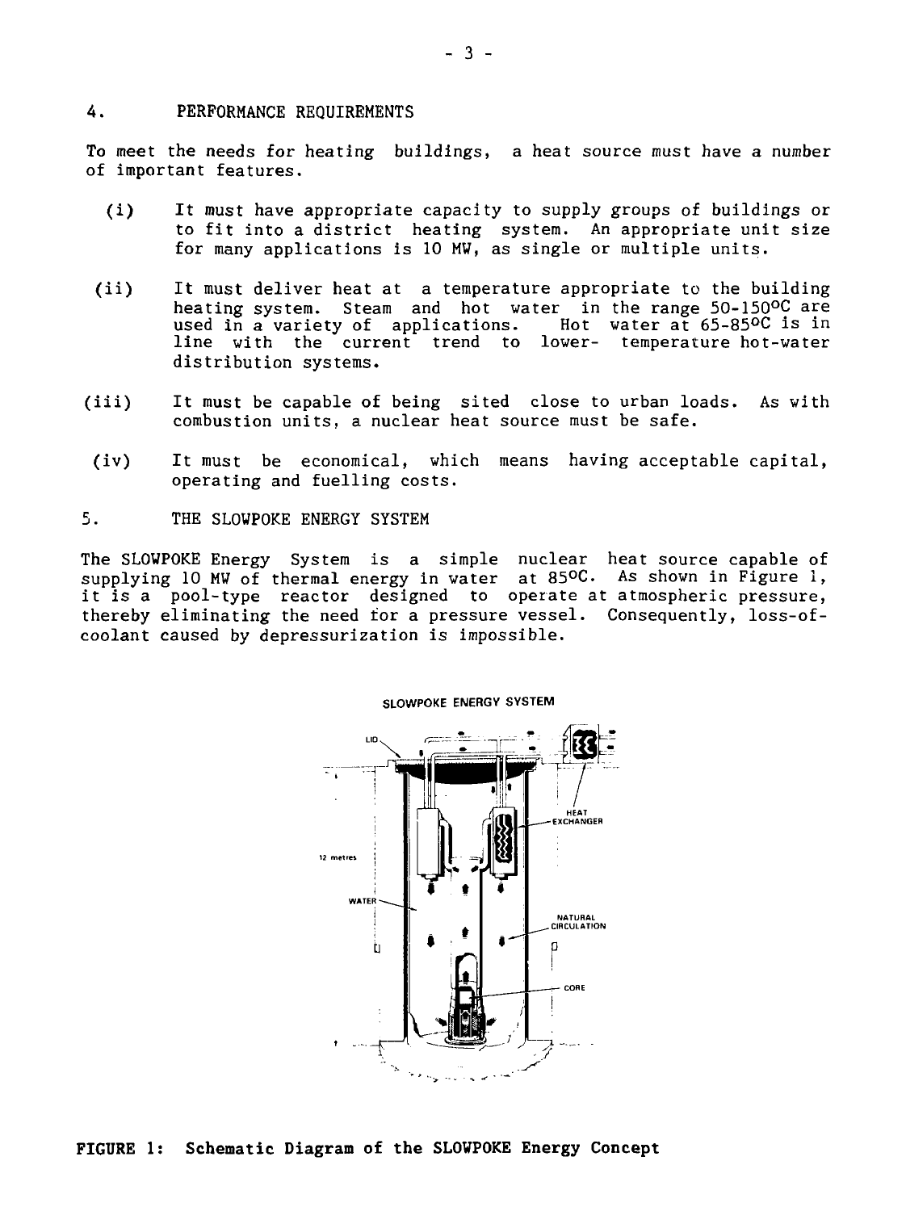## 4. PERFORMANCE REQUIREMENTS

To meet the needs for heating buildings, a heat source must have a number of important features.

(i) It must have appropriate capacity to supply groups of buildings or to fit into a district heating system. An appropriate unit size for many applications is 10 MW, as single or multiple units.

(ii) It must deliver heat at a temperature appropriate to the building heating system. Steam and hot water in the range 50-150°C are used in a variety of applications. Hot water at 65-85°C is in line with the current trend to lower- temperature hot-water distribution systems.

(iii) It must be capable of being sited close to urban loads. As with combustion units, a nuclear heat source must be safe.

(iv) It must be economical, which means having acceptable capital, operating and fuelling costs.

## 5. THE SLOWPOKE ENERGY SYSTEM

The SLOWPOKE Energy System is a simple nuclear heat source capable of supplying 10 MW of thermal energy in water at 85°C. As shown in Figure 1, it is a pool-type reactor designed to operate at atmospheric pressure, thereby eliminating the need for a pressure vessel. Consequently, loss-of-coolant caused by depressurization is impossible.

SLOWPOKE ENERGY SYSTEM

LID

HEAT EXCHANGER

12 metres

WATER

NATURAL CIRCULATION

CORE

**FIGURE 1: Schematic Diagram of the SLOWPOKE Energy Concept**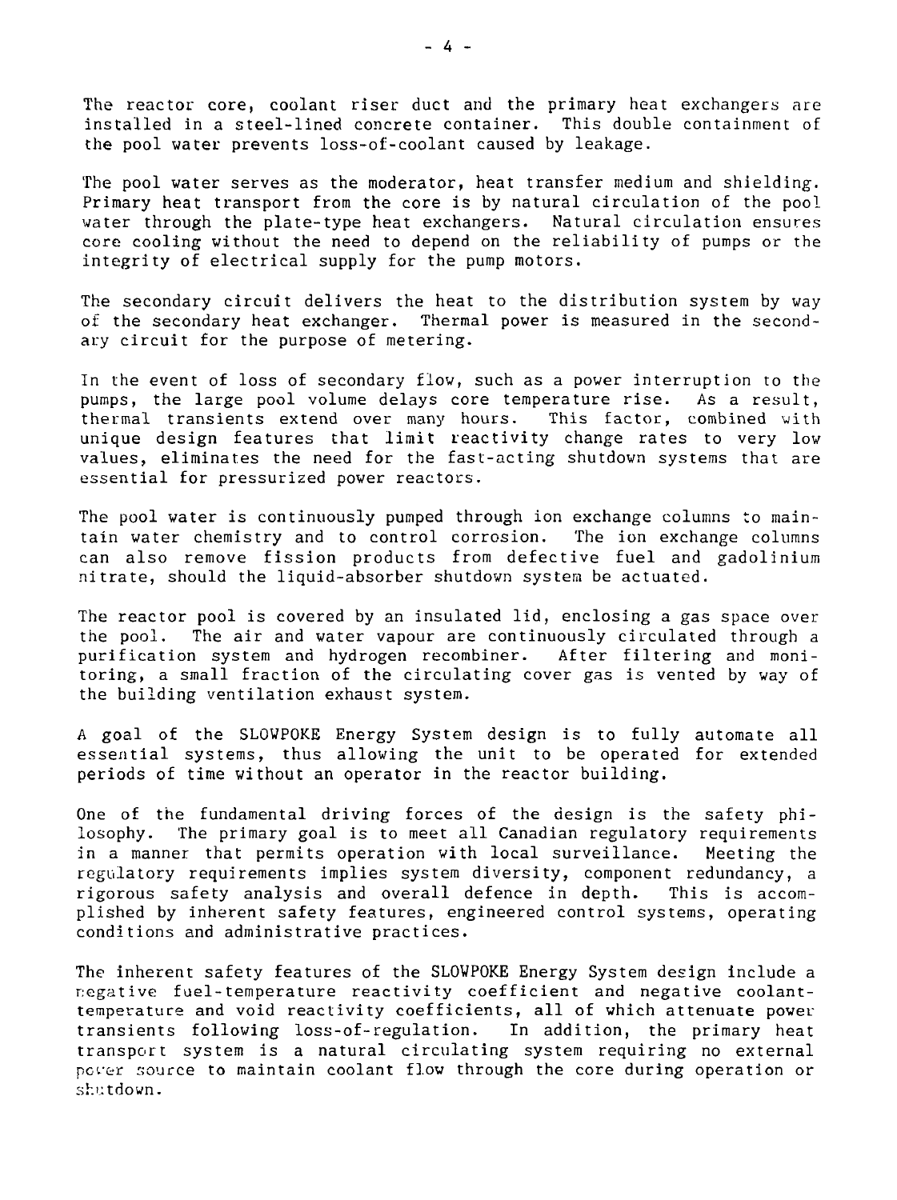The reactor core, coolant riser duct and the primary heat exchangers are installed in a steel-lined concrete container. This double containment of the pool water prevents loss-of-coolant caused by leakage.

The pool water serves as the moderator, heat transfer medium and shielding. Primary heat transport from the core is by natural circulation of the pool water through the plate-type heat exchangers. Natural circulation ensures core cooling without the need to depend on the reliability of pumps or the integrity of electrical supply for the pump motors.

The secondary circuit delivers the heat to the distribution system by way of the secondary heat exchanger. Thermal power is measured in the secondary circuit for the purpose of metering.

In the event of loss of secondary flow, such as a power interruption to the pumps, the large pool volume delays core temperature rise. As a result, thermal transients extend over many hours. This factor, combined with unique design features that limit reactivity change rates to very low values, eliminates the need for the fast-acting shutdown systems that are essential for pressurized power reactors.

The pool water is continuously pumped through ion exchange columns to maintain water chemistry and to control corrosion. The ion exchange columns can also remove fission products from defective fuel and gadolinium nitrate, should the liquid-absorber shutdown system be actuated.

The reactor pool is covered by an insulated lid, enclosing a gas space over the pool. The air and water vapour are continuously circulated through a purification system and hydrogen recombiner. After filtering and monitoring, a small fraction of the circulating cover gas is vented by way of the building ventilation exhaust system.

A goal of the SLOWPOKE Energy System design is to fully automate all essential systems, thus allowing the unit to be operated for extended periods of time without an operator in the reactor building.

One of the fundamental driving forces of the design is the safety philosophy. The primary goal is to meet all Canadian regulatory requirements in a manner that permits operation with local surveillance. Meeting the regulatory requirements implies system diversity, component redundancy, a rigorous safety analysis and overall defence in depth. This is accomplished by inherent safety features, engineered control systems, operating conditions and administrative practices.

The inherent safety features of the SLOWPOKE Energy System design include a negative fuel-temperature reactivity coefficient and negative coolant-temperature and void reactivity coefficients, all of which attenuate power transients following loss-of-regulation. In addition, the primary heat transport system is a natural circulating system requiring no external power source to maintain coolant flow through the core during operation or shutdown.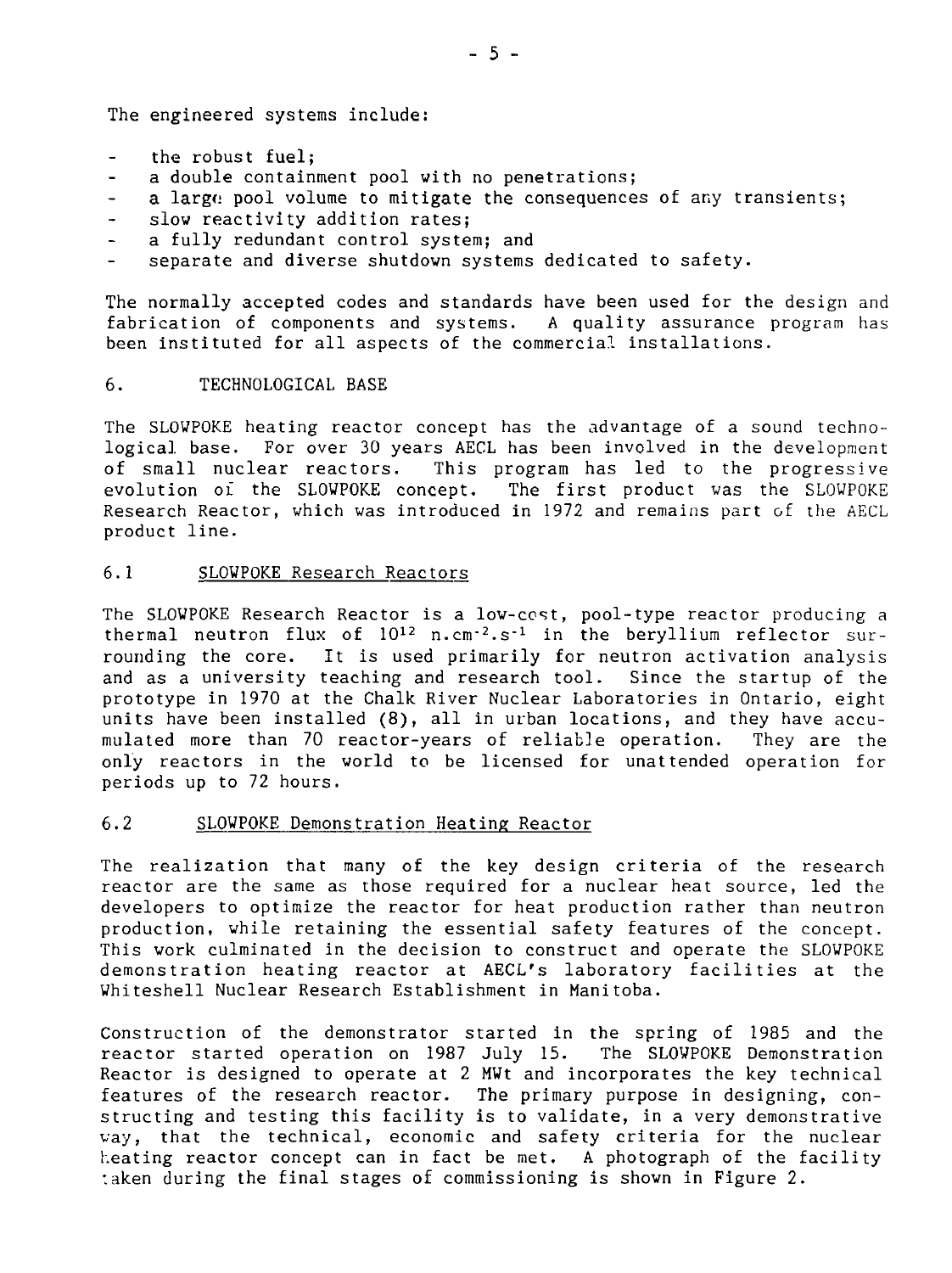The engineered systems include:

- the robust fuel;
- a double containment pool with no penetrations;
- a large pool volume to mitigate the consequences of any transients;
- slow reactivity addition rates;
- a fully redundant control system; and
- separate and diverse shutdown systems dedicated to safety.

The normally accepted codes and standards have been used for the design and fabrication of components and systems. A quality assurance program has been instituted for all aspects of the commercial installations.

## 6. TECHNOLOGICAL BASE

The SLOWPOKE heating reactor concept has the advantage of a sound technological base. For over 30 years AECL has been involved in the development of small nuclear reactors. This program has led to the progressive evolution of the SLOWPOKE concept. The first product was the SLOWPOKE Research Reactor, which was introduced in 1972 and remains part of the AECL product line.

### 6.1 SLOWPOKE Research Reactors

The SLOWPOKE Research Reactor is a low-cost, pool-type reactor producing a thermal neutron flux of $10^{12}$ $n.cm^{-2}.s^{-1}$ in the beryllium reflector surrounding the core. It is used primarily for neutron activation analysis and as a university teaching and research tool. Since the startup of the prototype in 1970 at the Chalk River Nuclear Laboratories in Ontario, eight units have been installed (8), all in urban locations, and they have accumulated more than 70 reactor-years of reliable operation. They are the only reactors in the world to be licensed for unattended operation for periods up to 72 hours.

### 6.2 SLOWPOKE Demonstration Heating Reactor

The realization that many of the key design criteria of the research reactor are the same as those required for a nuclear heat source, led the developers to optimize the reactor for heat production rather than neutron production, while retaining the essential safety features of the concept. This work culminated in the decision to construct and operate the SLOWPOKE demonstration heating reactor at AECL's laboratory facilities at the Whiteshell Nuclear Research Establishment in Manitoba.

Construction of the demonstrator started in the spring of 1985 and the reactor started operation on 1987 July 15. The SLOWPOKE Demonstration Reactor is designed to operate at 2 MWt and incorporates the key technical features of the research reactor. The primary purpose in designing, constructing and testing this facility is to validate, in a very demonstrative way, that the technical, economic and safety criteria for the nuclear heating reactor concept can in fact be met. A photograph of the facility taken during the final stages of commissioning is shown in Figure 2.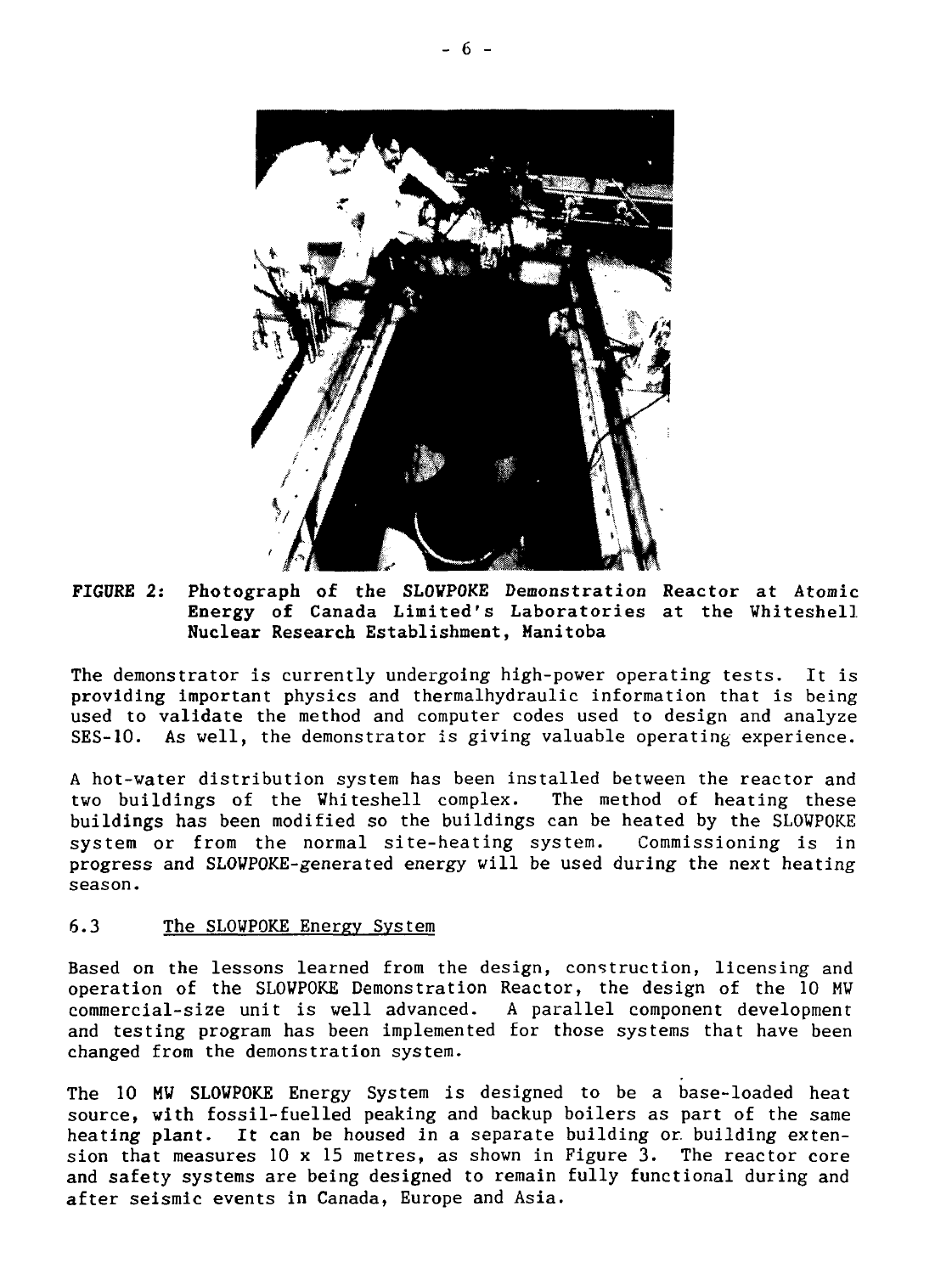**FIGURE 2: Photograph of the SLOWPOKE Demonstration Reactor at Atomic Energy of Canada Limited's Laboratories at the Whiteshell Nuclear Research Establishment, Manitoba**

The demonstrator is currently undergoing high-power operating tests. It is providing important physics and thermalhydraulic information that is being used to validate the method and computer codes used to design and analyze SES-10. As well, the demonstrator is giving valuable operating experience.

A hot-water distribution system has been installed between the reactor and two buildings of the Whiteshell complex. The method of heating these buildings has been modified so the buildings can be heated by the SLOWPOKE system or from the normal site-heating system. Commissioning is in progress and SLOWPOKE-generated energy will be used during the next heating season.

### 6.3 The SLOWPOKE Energy System

Based on the lessons learned from the design, construction, licensing and operation of the SLOWPOKE Demonstration Reactor, the design of the 10 MW commercial-size unit is well advanced. A parallel component development and testing program has been implemented for those systems that have been changed from the demonstration system.

The 10 MW SLOWPOKE Energy System is designed to be a base-loaded heat source, with fossil-fuelled peaking and backup boilers as part of the same heating plant. It can be housed in a separate building or building extension that measures 10 x 15 metres, as shown in Figure 3. The reactor core and safety systems are being designed to remain fully functional during and after seismic events in Canada, Europe and Asia.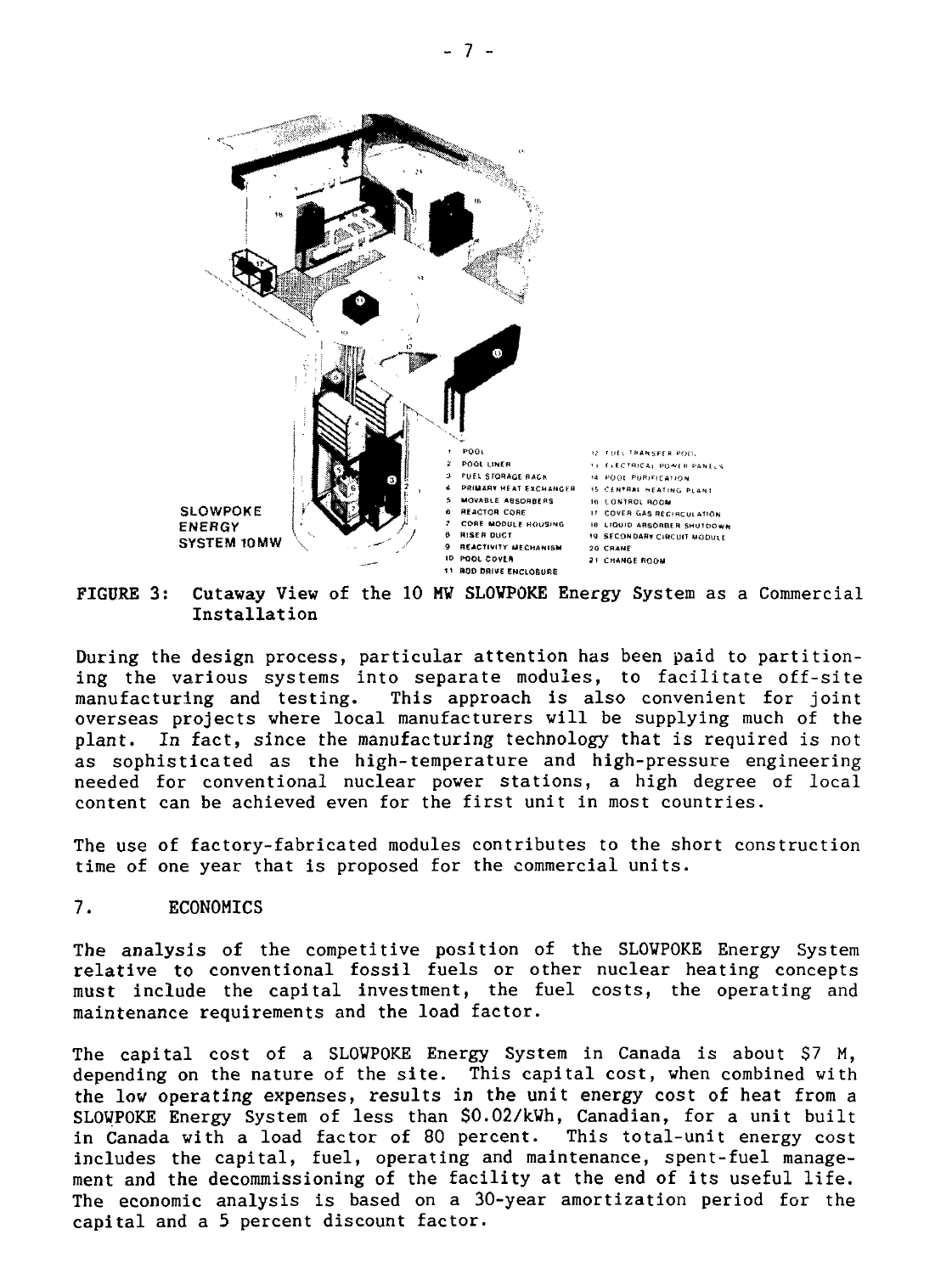FIGURE 3: Cutaway View of the 10 MW SLOWPOKE Energy System as a Commercial Installation

During the design process, particular attention has been paid to partitioning the various systems into separate modules, to facilitate off-site manufacturing and testing. This approach is also convenient for joint overseas projects where local manufacturers will be supplying much of the plant. In fact, since the manufacturing technology that is required is not as sophisticated as the high-temperature and high-pressure engineering needed for conventional nuclear power stations, a high degree of local content can be achieved even for the first unit in most countries.

The use of factory-fabricated modules contributes to the short construction time of one year that is proposed for the commercial units.

## 7. ECONOMICS

The analysis of the competitive position of the SLOWPOKE Energy System relative to conventional fossil fuels or other nuclear heating concepts must include the capital investment, the fuel costs, the operating and maintenance requirements and the load factor.

The capital cost of a SLOWPOKE Energy System in Canada is about $7 M, depending on the nature of the site. This capital cost, when combined with the low operating expenses, results in the unit energy cost of heat from a SLOWPOKE Energy System of less than $0.02/kWh, Canadian, for a unit built in Canada with a load factor of 80 percent. This total-unit energy cost includes the capital, fuel, operating and maintenance, spent-fuel management and the decommissioning of the facility at the end of its useful life. The economic analysis is based on a 30-year amortization period for the capital and a 5 percent discount factor.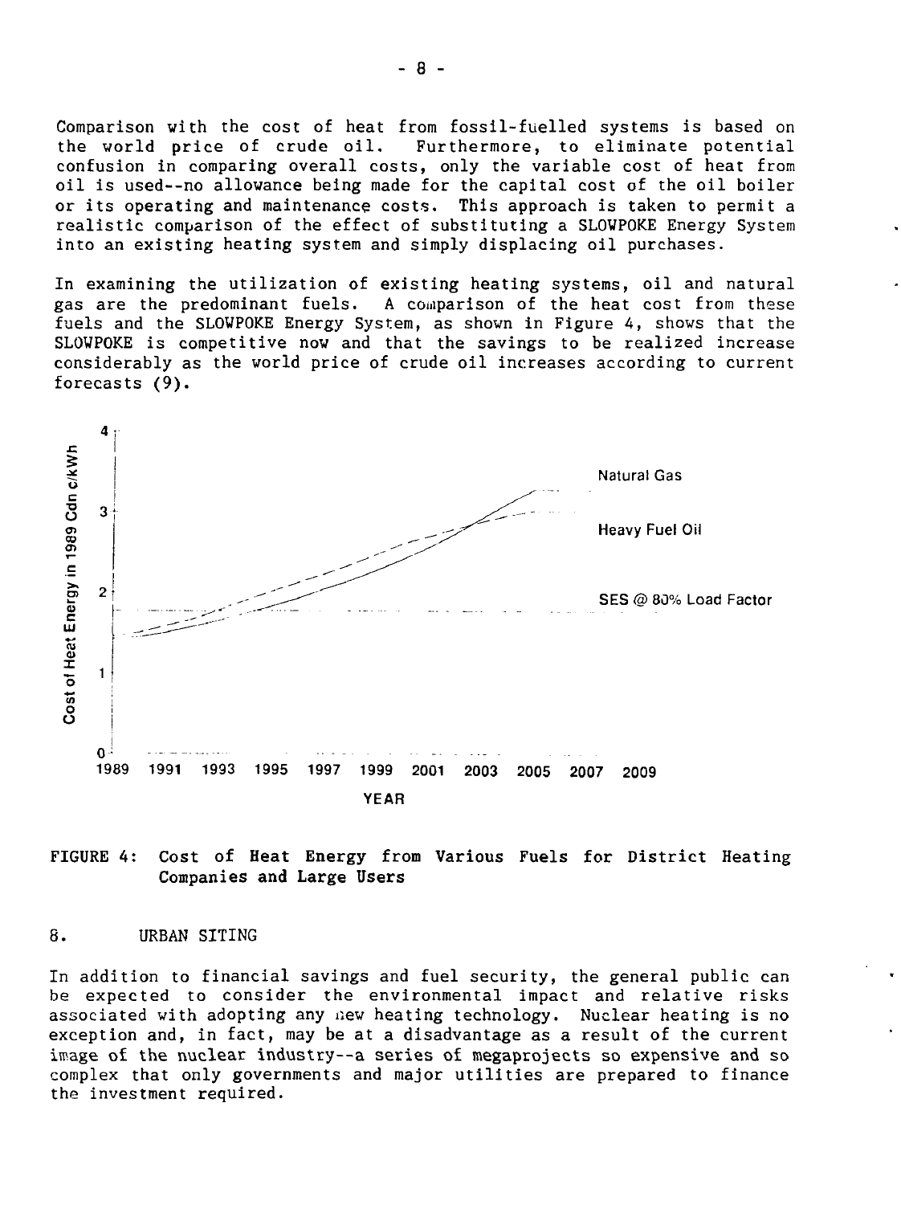Comparison with the cost of heat from fossil-fuelled systems is based on the world price of crude oil. Furthermore, to eliminate potential confusion in comparing overall costs, only the variable cost of heat from oil is used--no allowance being made for the capital cost of the oil boiler or its operating and maintenance costs. This approach is taken to permit a realistic comparison of the effect of substituting a SLOWPOKE Energy System into an existing heating system and simply displacing oil purchases.

In examining the utilization of existing heating systems, oil and natural gas are the predominant fuels. A comparison of the heat cost from these fuels and the SLOWPOKE Energy System, as shown in Figure 4, shows that the SLOWPOKE is competitive now and that the savings to be realized increase considerably as the world price of crude oil increases according to current forecasts (9).

FIGURE 4: **Cost of Heat Energy from Various Fuels for District Heating Companies and Large Users**

## 8. URBAN SITING

In addition to financial savings and fuel security, the general public can be expected to consider the environmental impact and relative risks associated with adopting any new heating technology. Nuclear heating is no exception and, in fact, may be at a disadvantage as a result of the current image of the nuclear industry--a series of megaprojects so expensive and so complex that only governments and major utilities are prepared to finance the investment required.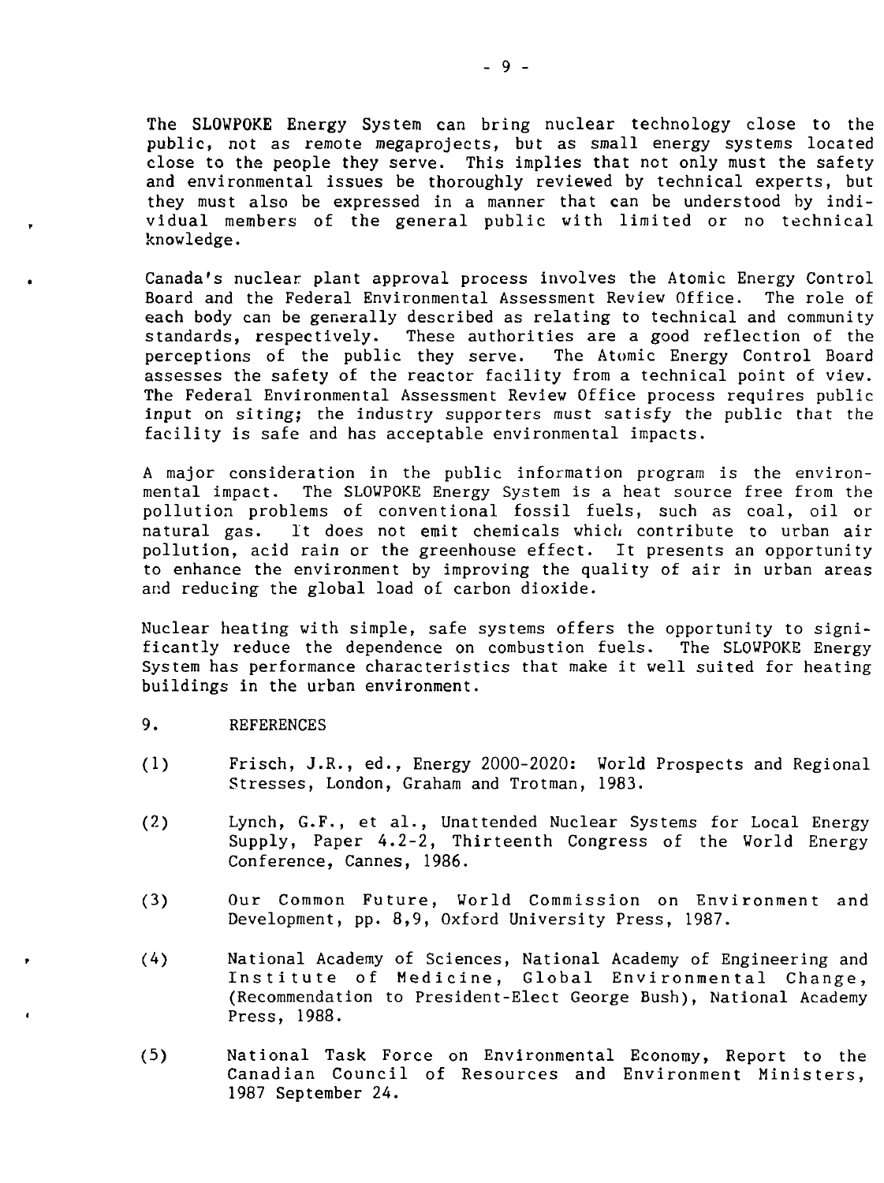The SLOWPOKE Energy System can bring nuclear technology close to the public, not as remote megaprojects, but as small energy systems located close to the people they serve. This implies that not only must the safety and environmental issues be thoroughly reviewed by technical experts, but they must also be expressed in a manner that can be understood by individual members of the general public with limited or no technical knowledge.

Canada's nuclear plant approval process involves the Atomic Energy Control Board and the Federal Environmental Assessment Review Office. The role of each body can be generally described as relating to technical and community standards, respectively. These authorities are a good reflection of the perceptions of the public they serve. The Atomic Energy Control Board assesses the safety of the reactor facility from a technical point of view. The Federal Environmental Assessment Review Office process requires public input on siting; the industry supporters must satisfy the public that the facility is safe and has acceptable environmental impacts.

A major consideration in the public information program is the environmental impact. The SLOWPOKE Energy System is a heat source free from the pollution problems of conventional fossil fuels, such as coal, oil or natural gas. It does not emit chemicals which contribute to urban air pollution, acid rain or the greenhouse effect. It presents an opportunity to enhance the environment by improving the quality of air in urban areas and reducing the global load of carbon dioxide.

Nuclear heating with simple, safe systems offers the opportunity to significantly reduce the dependence on combustion fuels. The SLOWPOKE Energy System has performance characteristics that make it well suited for heating buildings in the urban environment.

## 9. REFERENCES

(1) Frisch, J.R., ed., Energy 2000-2020: World Prospects and Regional Stresses, London, Graham and Trotman, 1983.

(2) Lynch, G.F., et al., Unattended Nuclear Systems for Local Energy Supply, Paper 4.2-2, Thirteenth Congress of the World Energy Conference, Cannes, 1986.

(3) Our Common Future, World Commission on Environment and Development, pp. 8,9, Oxford University Press, 1987.

(4) National Academy of Sciences, National Academy of Engineering and Institute of Medicine, Global Environmental Change, (Recommendation to President-Elect George Bush), National Academy Press, 1988.

(5) National Task Force on Environmental Economy, Report to the Canadian Council of Resources and Environment Ministers, 1987 September 24.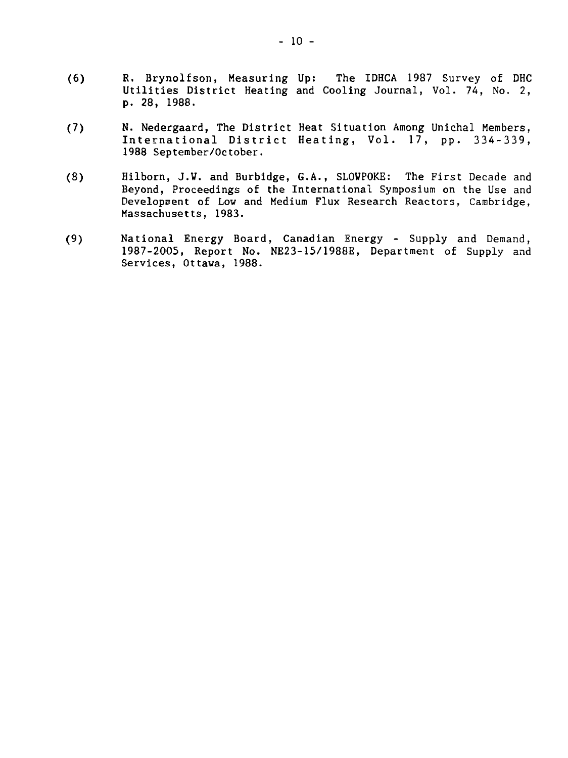(6) R. Brynolfson, Measuring Up: The IDHCA 1987 Survey of DHC Utilities District Heating and Cooling Journal, Vol. 74, No. 2, p. 28, 1988.

(7) N. Nedergaard, The District Heat Situation Among Unichal Members, International District Heating, Vol. 17, pp. 334-339, 1988 September/October.

(8) Hilborn, J.W. and Burbidge, G.A., SLOWPOKE: The First Decade and Beyond, Proceedings of the International Symposium on the Use and Development of Low and Medium Flux Research Reactors, Cambridge, Massachusetts, 1983.

(9) National Energy Board, Canadian Energy - Supply and Demand, 1987-2005, Report No. NE23-15/1988E, Department of Supply and Services, Ottawa, 1988.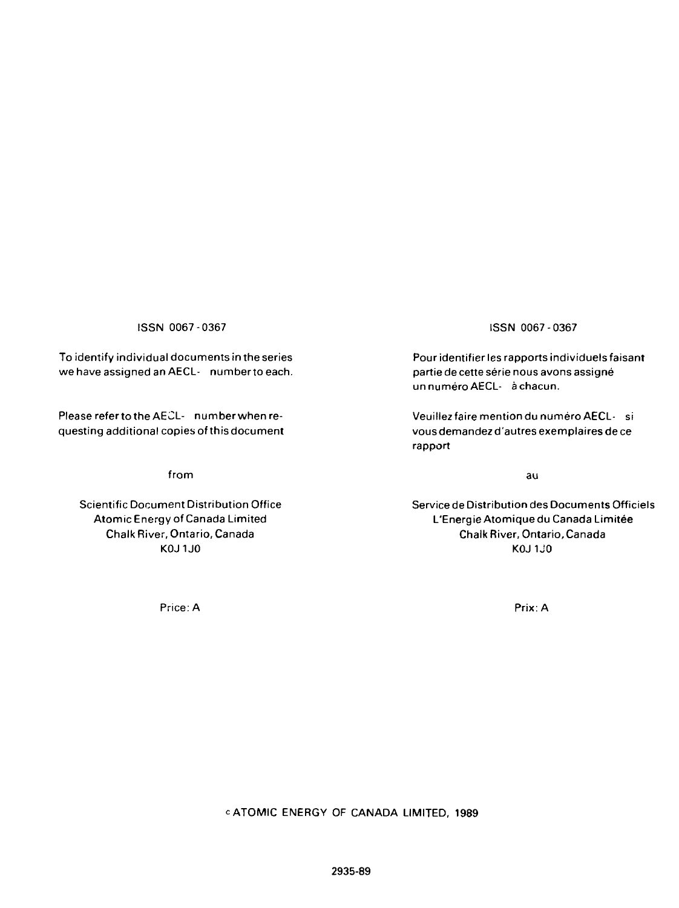ISSN 0067 - 0367

To identify individual documents in the series we have assigned an AECL- number to each.

Please refer to the AECL- number when requesting additional copies of this document

from

Scientific Document Distribution Office
Atomic Energy of Canada Limited
Chalk River, Ontario, Canada
K0J 1J0

Price: A

ISSN 0067 - 0367

Pour identifier les rapports individuels faisant partie de cette série nous avons assigné un numéro AECL- à chacun.

Veuillez faire mention du numéro AECL- si vous demandez d'autres exemplaires de ce rapport

au

Service de Distribution des Documents Officiels
L'Energie Atomique du Canada Limitée
Chalk River, Ontario, Canada
K0J 1J0

Prix: A

© ATOMIC ENERGY OF CANADA LIMITED, 1989

2935-89